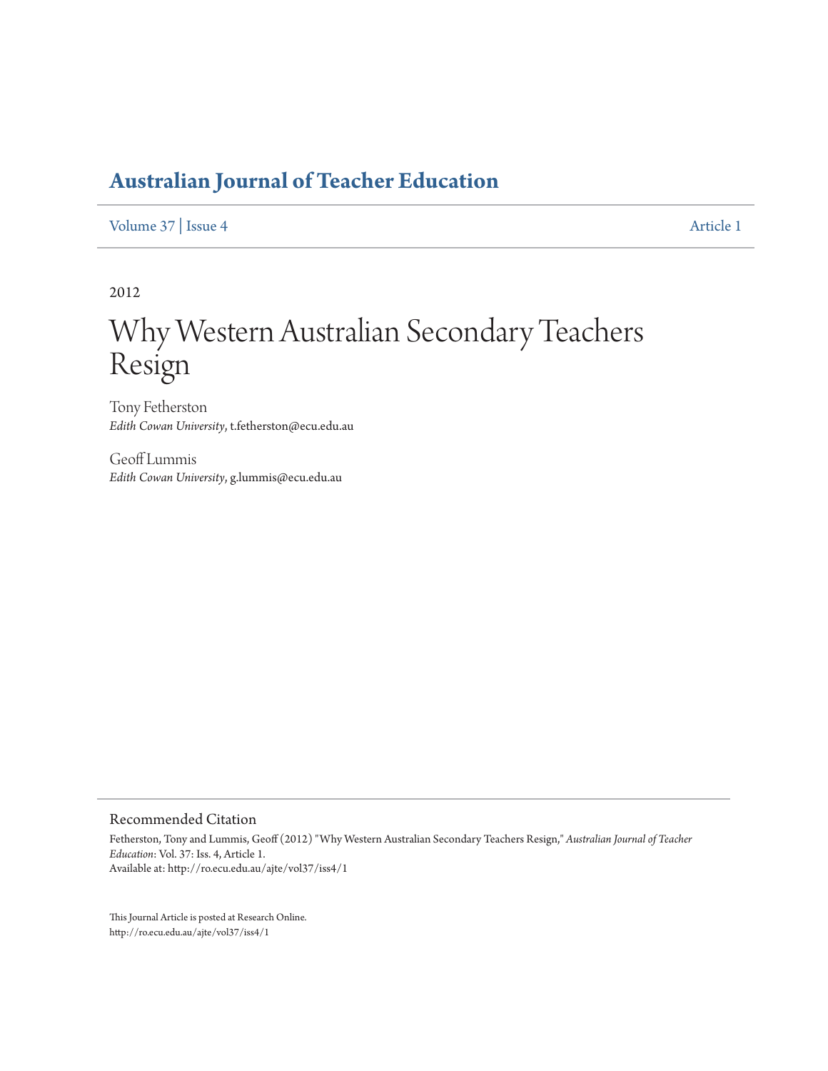# Australian Journal of Teacher Education

Volume 37 | Issue 4 Article 1

2012

## Why Western Australian Secondary Teachers Resign

Tony Fetherston
*Edith Cowan University*, t.fetherston@ecu.edu.au

Geoff Lummis
*Edith Cowan University*, g.lummis@ecu.edu.au

### Recommended Citation

Fetherston, Tony and Lummis, Geoff (2012) "Why Western Australian Secondary Teachers Resign," *Australian Journal of Teacher Education*: Vol. 37: Iss. 4, Article 1.
Available at: http://ro.ecu.edu.au/ajte/vol37/iss4/1

This Journal Article is posted at Research Online.
http://ro.ecu.edu.au/ajte/vol37/iss4/1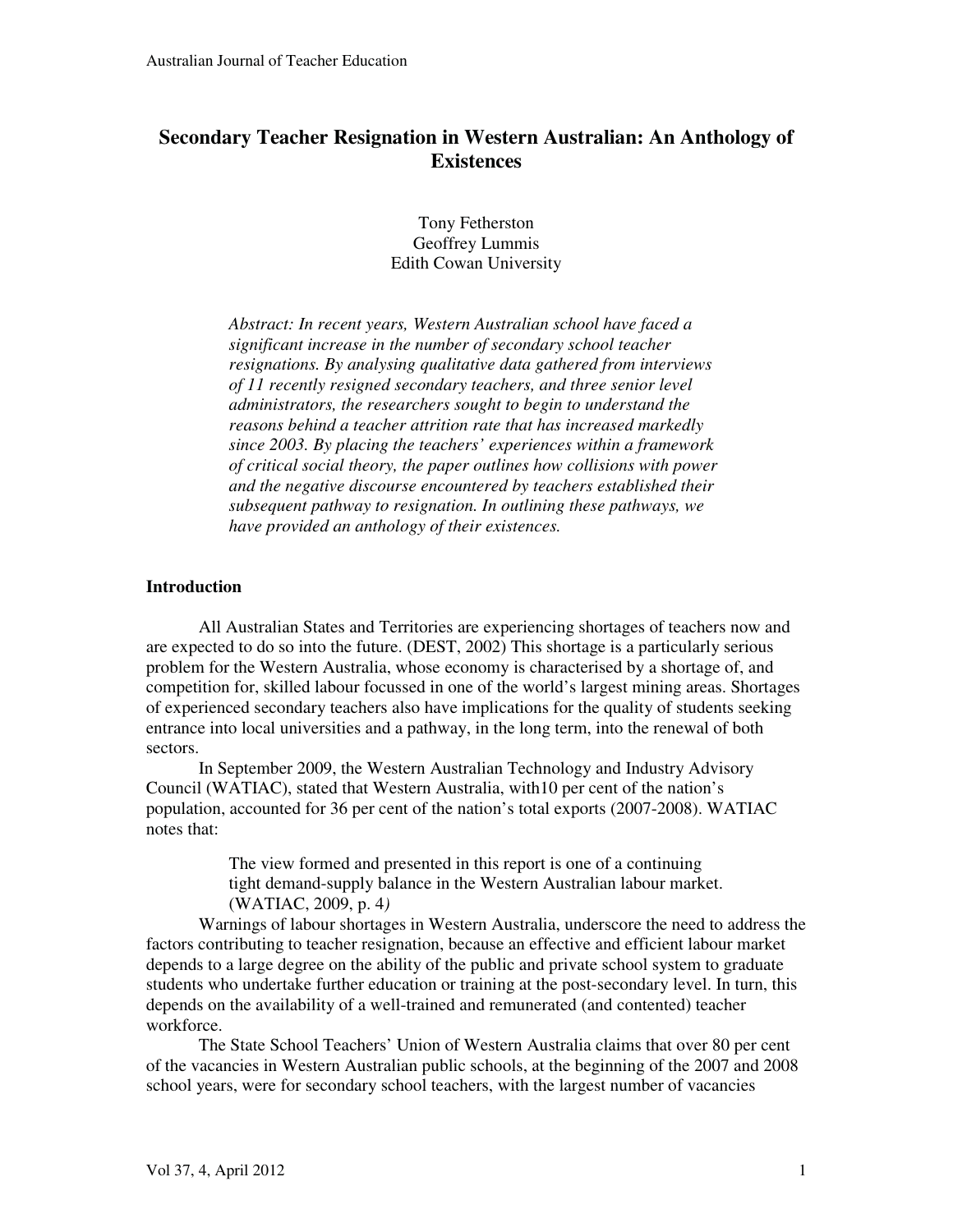# Secondary Teacher Resignation in Western Australian: An Anthology of Existences

Tony Fetherston
Geoffrey Lummis
Edith Cowan University

*Abstract: In recent years, Western Australian school have faced a significant increase in the number of secondary school teacher resignations. By analysing qualitative data gathered from interviews of 11 recently resigned secondary teachers, and three senior level administrators, the researchers sought to begin to understand the reasons behind a teacher attrition rate that has increased markedly since 2003. By placing the teachers' experiences within a framework of critical social theory, the paper outlines how collisions with power and the negative discourse encountered by teachers established their subsequent pathway to resignation. In outlining these pathways, we have provided an anthology of their existences.*

## Introduction

All Australian States and Territories are experiencing shortages of teachers now and are expected to do so into the future. (DEST, 2002) This shortage is a particularly serious problem for the Western Australia, whose economy is characterised by a shortage of, and competition for, skilled labour focussed in one of the world's largest mining areas. Shortages of experienced secondary teachers also have implications for the quality of students seeking entrance into local universities and a pathway, in the long term, into the renewal of both sectors.

In September 2009, the Western Australian Technology and Industry Advisory Council (WATIAC), stated that Western Australia, with10 per cent of the nation's population, accounted for 36 per cent of the nation's total exports (2007-2008). WATIAC notes that:

> The view formed and presented in this report is one of a continuing tight demand-supply balance in the Western Australian labour market. (WATIAC, 2009, p. 4*)*

Warnings of labour shortages in Western Australia, underscore the need to address the factors contributing to teacher resignation, because an effective and efficient labour market depends to a large degree on the ability of the public and private school system to graduate students who undertake further education or training at the post-secondary level. In turn, this depends on the availability of a well-trained and remunerated (and contented) teacher workforce.

The State School Teachers' Union of Western Australia claims that over 80 per cent of the vacancies in Western Australian public schools, at the beginning of the 2007 and 2008 school years, were for secondary school teachers, with the largest number of vacancies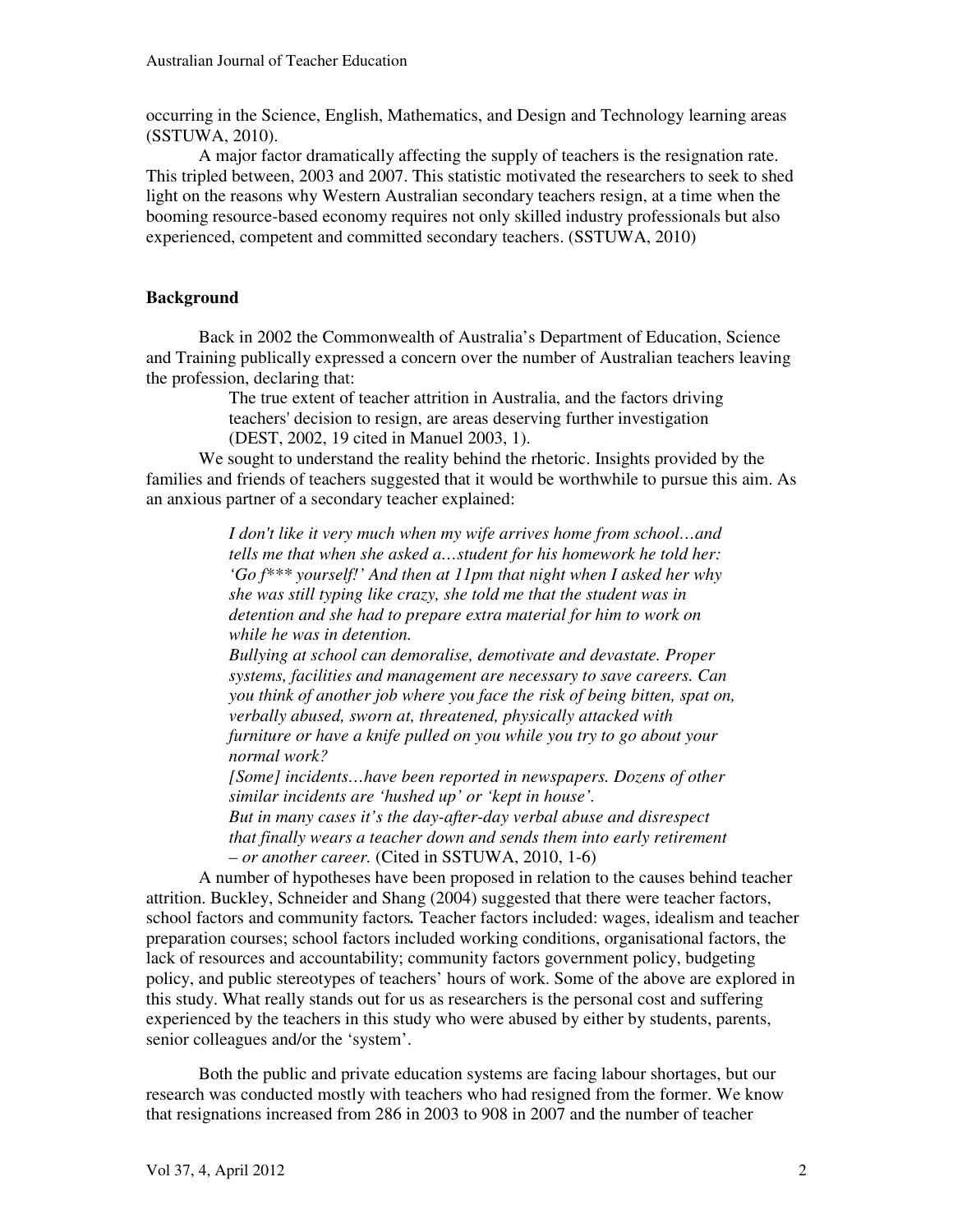occurring in the Science, English, Mathematics, and Design and Technology learning areas (SSTUWA, 2010).

A major factor dramatically affecting the supply of teachers is the resignation rate. This tripled between, 2003 and 2007. This statistic motivated the researchers to seek to shed light on the reasons why Western Australian secondary teachers resign, at a time when the booming resource-based economy requires not only skilled industry professionals but also experienced, competent and committed secondary teachers. (SSTUWA, 2010)

## Background

Back in 2002 the Commonwealth of Australia's Department of Education, Science and Training publically expressed a concern over the number of Australian teachers leaving the profession, declaring that:

> The true extent of teacher attrition in Australia, and the factors driving teachers' decision to resign, are areas deserving further investigation (DEST, 2002, 19 cited in Manuel 2003, 1).

We sought to understand the reality behind the rhetoric. Insights provided by the families and friends of teachers suggested that it would be worthwhile to pursue this aim. As an anxious partner of a secondary teacher explained:

> *I don't like it very much when my wife arrives home from school…and tells me that when she asked a…student for his homework he told her: 'Go f*** yourself!' And then at 11pm that night when I asked her why she was still typing like crazy, she told me that the student was in detention and she had to prepare extra material for him to work on while he was in detention.*
>
> *Bullying at school can demoralise, demotivate and devastate. Proper systems, facilities and management are necessary to save careers. Can you think of another job where you face the risk of being bitten, spat on, verbally abused, sworn at, threatened, physically attacked with furniture or have a knife pulled on you while you try to go about your normal work?*
>
> *[Some] incidents…have been reported in newspapers. Dozens of other similar incidents are 'hushed up' or 'kept in house'.*
>
> *But in many cases it's the day-after-day verbal abuse and disrespect that finally wears a teacher down and sends them into early retirement – or another career.* (Cited in SSTUWA, 2010, 1-6)

A number of hypotheses have been proposed in relation to the causes behind teacher attrition. Buckley, Schneider and Shang (2004) suggested that there were teacher factors, school factors and community factors**.** Teacher factors included: wages, idealism and teacher preparation courses; school factors included working conditions, organisational factors, the lack of resources and accountability; community factors government policy, budgeting policy, and public stereotypes of teachers' hours of work. Some of the above are explored in this study. What really stands out for us as researchers is the personal cost and suffering experienced by the teachers in this study who were abused by either by students, parents, senior colleagues and/or the 'system'.

Both the public and private education systems are facing labour shortages, but our research was conducted mostly with teachers who had resigned from the former. We know that resignations increased from 286 in 2003 to 908 in 2007 and the number of teacher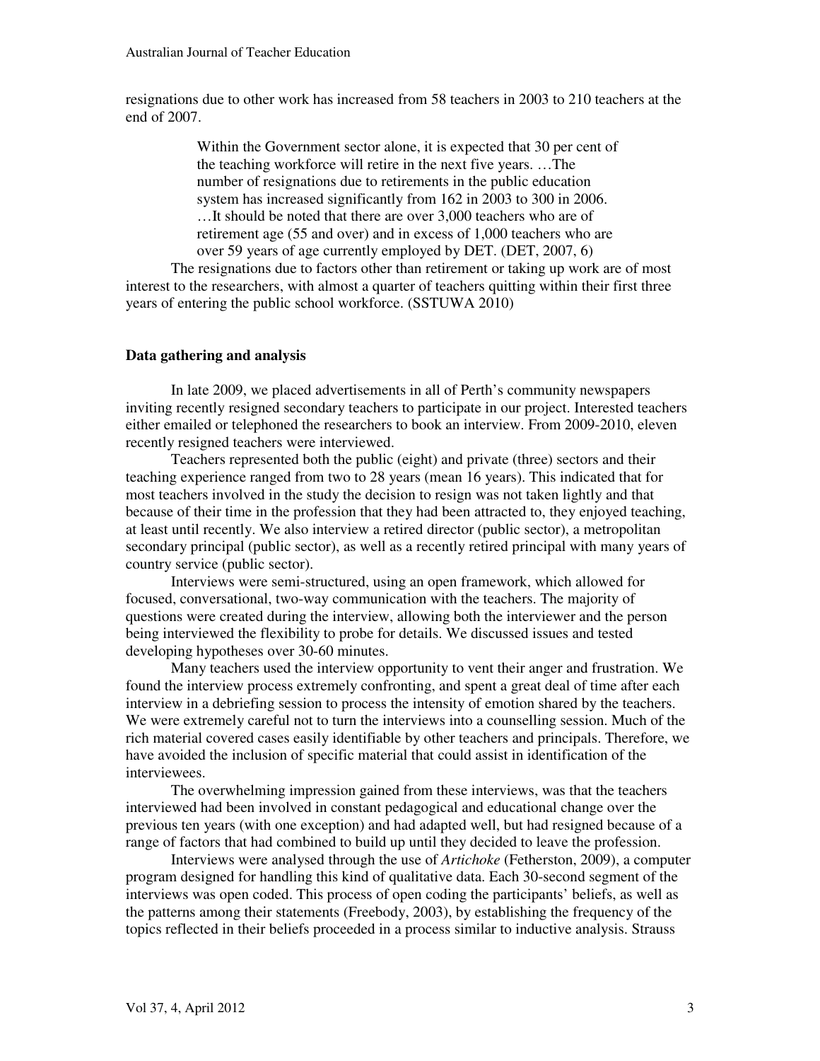resignations due to other work has increased from 58 teachers in 2003 to 210 teachers at the end of 2007.

> Within the Government sector alone, it is expected that 30 per cent of the teaching workforce will retire in the next five years. …The number of resignations due to retirements in the public education system has increased significantly from 162 in 2003 to 300 in 2006. …It should be noted that there are over 3,000 teachers who are of retirement age (55 and over) and in excess of 1,000 teachers who are over 59 years of age currently employed by DET. (DET, 2007, 6)

The resignations due to factors other than retirement or taking up work are of most interest to the researchers, with almost a quarter of teachers quitting within their first three years of entering the public school workforce. (SSTUWA 2010)

## Data gathering and analysis

In late 2009, we placed advertisements in all of Perth's community newspapers inviting recently resigned secondary teachers to participate in our project. Interested teachers either emailed or telephoned the researchers to book an interview. From 2009-2010, eleven recently resigned teachers were interviewed.

Teachers represented both the public (eight) and private (three) sectors and their teaching experience ranged from two to 28 years (mean 16 years). This indicated that for most teachers involved in the study the decision to resign was not taken lightly and that because of their time in the profession that they had been attracted to, they enjoyed teaching, at least until recently. We also interview a retired director (public sector), a metropolitan secondary principal (public sector), as well as a recently retired principal with many years of country service (public sector).

Interviews were semi-structured, using an open framework, which allowed for focused, conversational, two-way communication with the teachers. The majority of questions were created during the interview, allowing both the interviewer and the person being interviewed the flexibility to probe for details. We discussed issues and tested developing hypotheses over 30-60 minutes.

Many teachers used the interview opportunity to vent their anger and frustration. We found the interview process extremely confronting, and spent a great deal of time after each interview in a debriefing session to process the intensity of emotion shared by the teachers. We were extremely careful not to turn the interviews into a counselling session. Much of the rich material covered cases easily identifiable by other teachers and principals. Therefore, we have avoided the inclusion of specific material that could assist in identification of the interviewees.

The overwhelming impression gained from these interviews, was that the teachers interviewed had been involved in constant pedagogical and educational change over the previous ten years (with one exception) and had adapted well, but had resigned because of a range of factors that had combined to build up until they decided to leave the profession.

Interviews were analysed through the use of *Artichoke* (Fetherston, 2009), a computer program designed for handling this kind of qualitative data. Each 30-second segment of the interviews was open coded. This process of open coding the participants' beliefs, as well as the patterns among their statements (Freebody, 2003), by establishing the frequency of the topics reflected in their beliefs proceeded in a process similar to inductive analysis. Strauss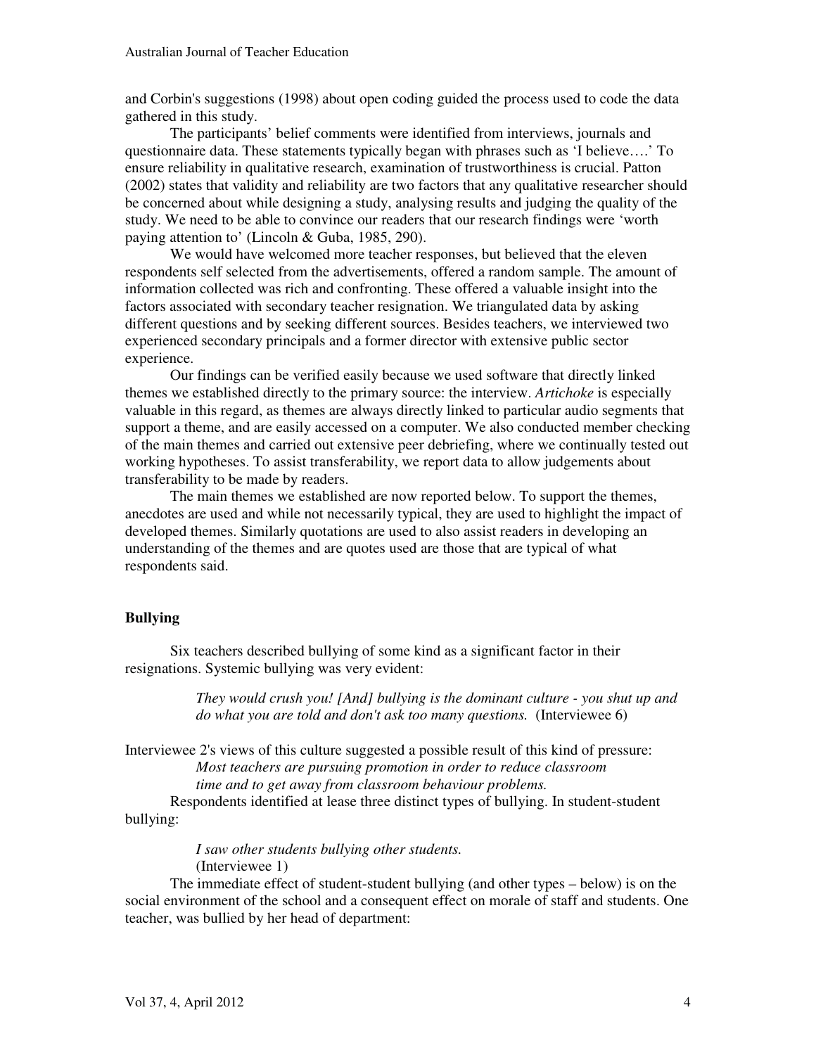and Corbin's suggestions (1998) about open coding guided the process used to code the data gathered in this study.

The participants' belief comments were identified from interviews, journals and questionnaire data. These statements typically began with phrases such as 'I believe….' To ensure reliability in qualitative research, examination of trustworthiness is crucial. Patton (2002) states that validity and reliability are two factors that any qualitative researcher should be concerned about while designing a study, analysing results and judging the quality of the study. We need to be able to convince our readers that our research findings were 'worth paying attention to' (Lincoln & Guba, 1985, 290).

We would have welcomed more teacher responses, but believed that the eleven respondents self selected from the advertisements, offered a random sample. The amount of information collected was rich and confronting. These offered a valuable insight into the factors associated with secondary teacher resignation. We triangulated data by asking different questions and by seeking different sources. Besides teachers, we interviewed two experienced secondary principals and a former director with extensive public sector experience.

Our findings can be verified easily because we used software that directly linked themes we established directly to the primary source: the interview. *Artichoke* is especially valuable in this regard, as themes are always directly linked to particular audio segments that support a theme, and are easily accessed on a computer. We also conducted member checking of the main themes and carried out extensive peer debriefing, where we continually tested out working hypotheses. To assist transferability, we report data to allow judgements about transferability to be made by readers.

The main themes we established are now reported below. To support the themes, anecdotes are used and while not necessarily typical, they are used to highlight the impact of developed themes. Similarly quotations are used to also assist readers in developing an understanding of the themes and are quotes used are those that are typical of what respondents said.

## Bullying

Six teachers described bullying of some kind as a significant factor in their resignations. Systemic bullying was very evident:

> *They would crush you! [And] bullying is the dominant culture - you shut up and do what you are told and don't ask too many questions.* (Interviewee 6)

Interviewee 2's views of this culture suggested a possible result of this kind of pressure:

> *Most teachers are pursuing promotion in order to reduce classroom time and to get away from classroom behaviour problems.*

Respondents identified at lease three distinct types of bullying. In student-student bullying:

> *I saw other students bullying other students.*
> (Interviewee 1)

The immediate effect of student-student bullying (and other types – below) is on the social environment of the school and a consequent effect on morale of staff and students. One teacher, was bullied by her head of department: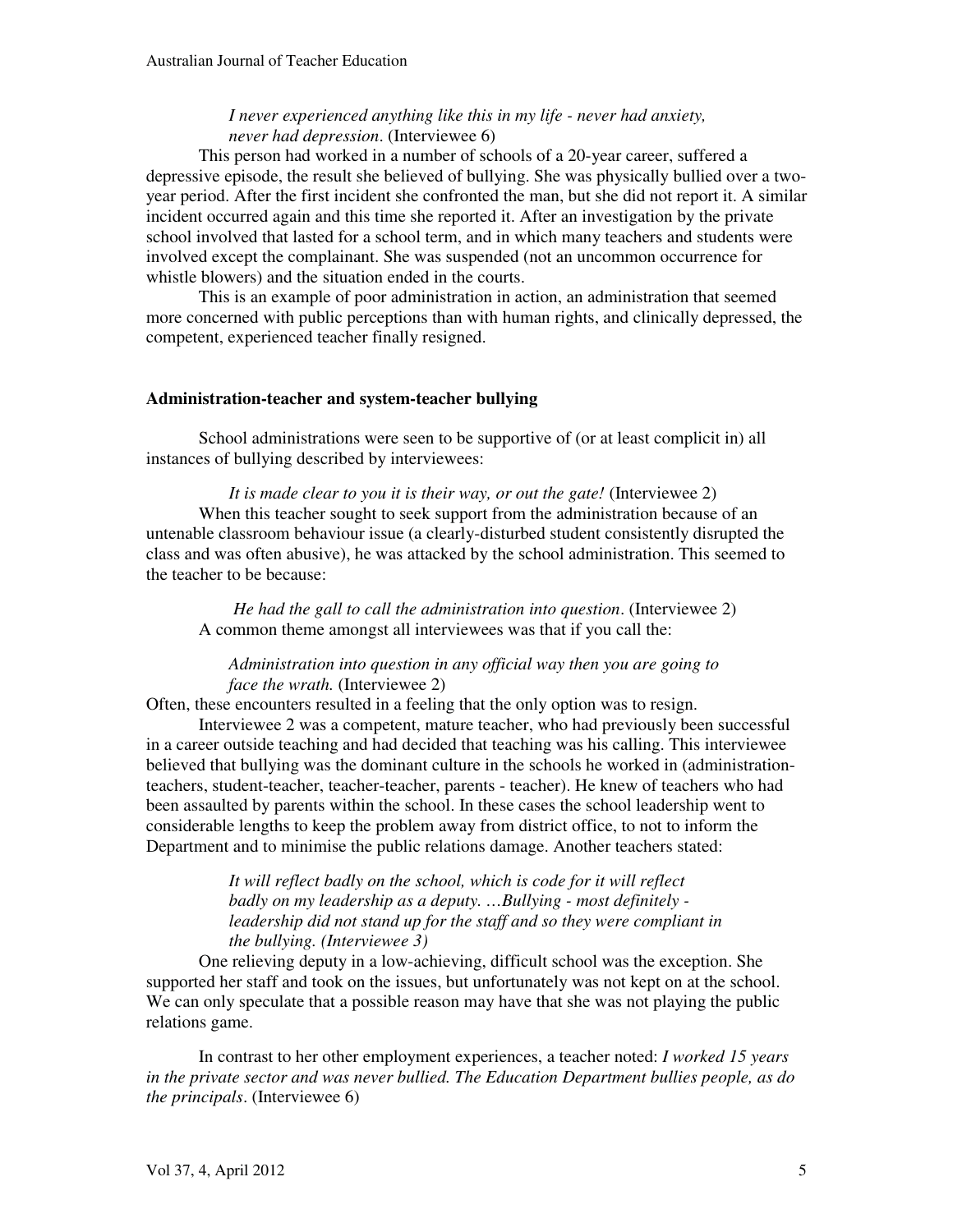> *I never experienced anything like this in my life - never had anxiety, never had depression*. (Interviewee 6)

This person had worked in a number of schools of a 20-year career, suffered a depressive episode, the result she believed of bullying. She was physically bullied over a two-year period. After the first incident she confronted the man, but she did not report it. A similar incident occurred again and this time she reported it. After an investigation by the private school involved that lasted for a school term, and in which many teachers and students were involved except the complainant. She was suspended (not an uncommon occurrence for whistle blowers) and the situation ended in the courts.

This is an example of poor administration in action, an administration that seemed more concerned with public perceptions than with human rights, and clinically depressed, the competent, experienced teacher finally resigned.

### Administration-teacher and system-teacher bullying

School administrations were seen to be supportive of (or at least complicit in) all instances of bullying described by interviewees:

> *It is made clear to you it is their way, or out the gate!* (Interviewee 2)

When this teacher sought to seek support from the administration because of an untenable classroom behaviour issue (a clearly-disturbed student consistently disrupted the class and was often abusive), he was attacked by the school administration. This seemed to the teacher to be because:

> *He had the gall to call the administration into question*. (Interviewee 2)

A common theme amongst all interviewees was that if you call the:

> *Administration into question in any official way then you are going to face the wrath.* (Interviewee 2)

Often, these encounters resulted in a feeling that the only option was to resign.

Interviewee 2 was a competent, mature teacher, who had previously been successful in a career outside teaching and had decided that teaching was his calling. This interviewee believed that bullying was the dominant culture in the schools he worked in (administration-teachers, student-teacher, teacher-teacher, parents - teacher). He knew of teachers who had been assaulted by parents within the school. In these cases the school leadership went to considerable lengths to keep the problem away from district office, to not to inform the Department and to minimise the public relations damage. Another teachers stated:

> *It will reflect badly on the school, which is code for it will reflect badly on my leadership as a deputy. …Bullying - most definitely - leadership did not stand up for the staff and so they were compliant in the bullying. (Interviewee 3)*

One relieving deputy in a low-achieving, difficult school was the exception. She supported her staff and took on the issues, but unfortunately was not kept on at the school. We can only speculate that a possible reason may have that she was not playing the public relations game.

In contrast to her other employment experiences, a teacher noted: *I worked 15 years in the private sector and was never bullied. The Education Department bullies people, as do the principals*. (Interviewee 6)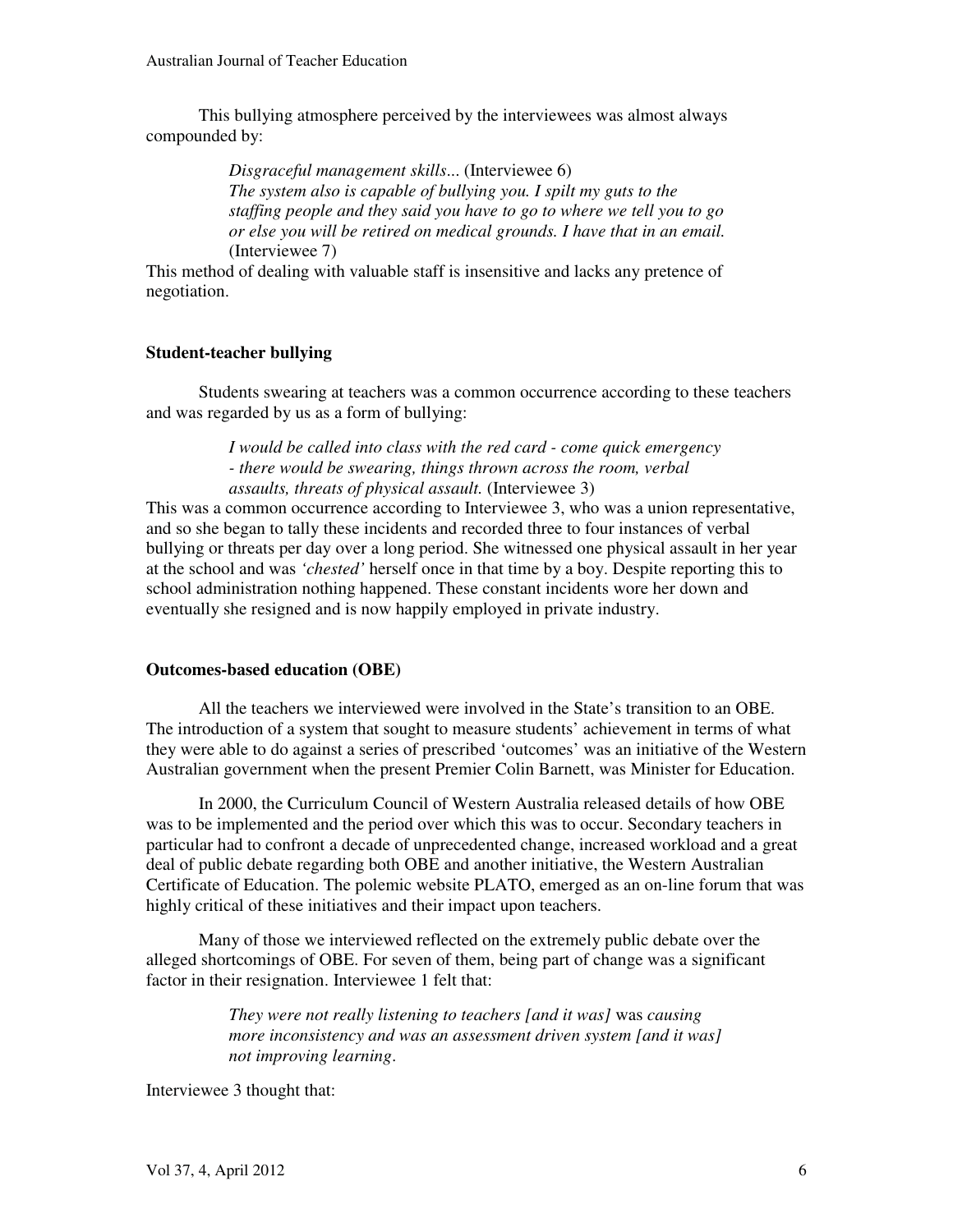This bullying atmosphere perceived by the interviewees was almost always compounded by:

> *Disgraceful management skills...* (Interviewee 6)
> *The system also is capable of bullying you. I spilt my guts to the staffing people and they said you have to go to where we tell you to go or else you will be retired on medical grounds. I have that in an email.* (Interviewee 7)

This method of dealing with valuable staff is insensitive and lacks any pretence of negotiation.

### Student-teacher bullying

Students swearing at teachers was a common occurrence according to these teachers and was regarded by us as a form of bullying:

> *I would be called into class with the red card - come quick emergency - there would be swearing, things thrown across the room, verbal assaults, threats of physical assault.* (Interviewee 3)

This was a common occurrence according to Interviewee 3, who was a union representative, and so she began to tally these incidents and recorded three to four instances of verbal bullying or threats per day over a long period. She witnessed one physical assault in her year at the school and was *'chested'* herself once in that time by a boy. Despite reporting this to school administration nothing happened. These constant incidents wore her down and eventually she resigned and is now happily employed in private industry.

### Outcomes-based education (OBE)

All the teachers we interviewed were involved in the State's transition to an OBE. The introduction of a system that sought to measure students' achievement in terms of what they were able to do against a series of prescribed 'outcomes' was an initiative of the Western Australian government when the present Premier Colin Barnett, was Minister for Education.

In 2000, the Curriculum Council of Western Australia released details of how OBE was to be implemented and the period over which this was to occur. Secondary teachers in particular had to confront a decade of unprecedented change, increased workload and a great deal of public debate regarding both OBE and another initiative, the Western Australian Certificate of Education. The polemic website PLATO, emerged as an on-line forum that was highly critical of these initiatives and their impact upon teachers.

Many of those we interviewed reflected on the extremely public debate over the alleged shortcomings of OBE. For seven of them, being part of change was a significant factor in their resignation. Interviewee 1 felt that:

> *They were not really listening to teachers [and it was]* was *causing more inconsistency and was an assessment driven system [and it was] not improving learning*.

Interviewee 3 thought that: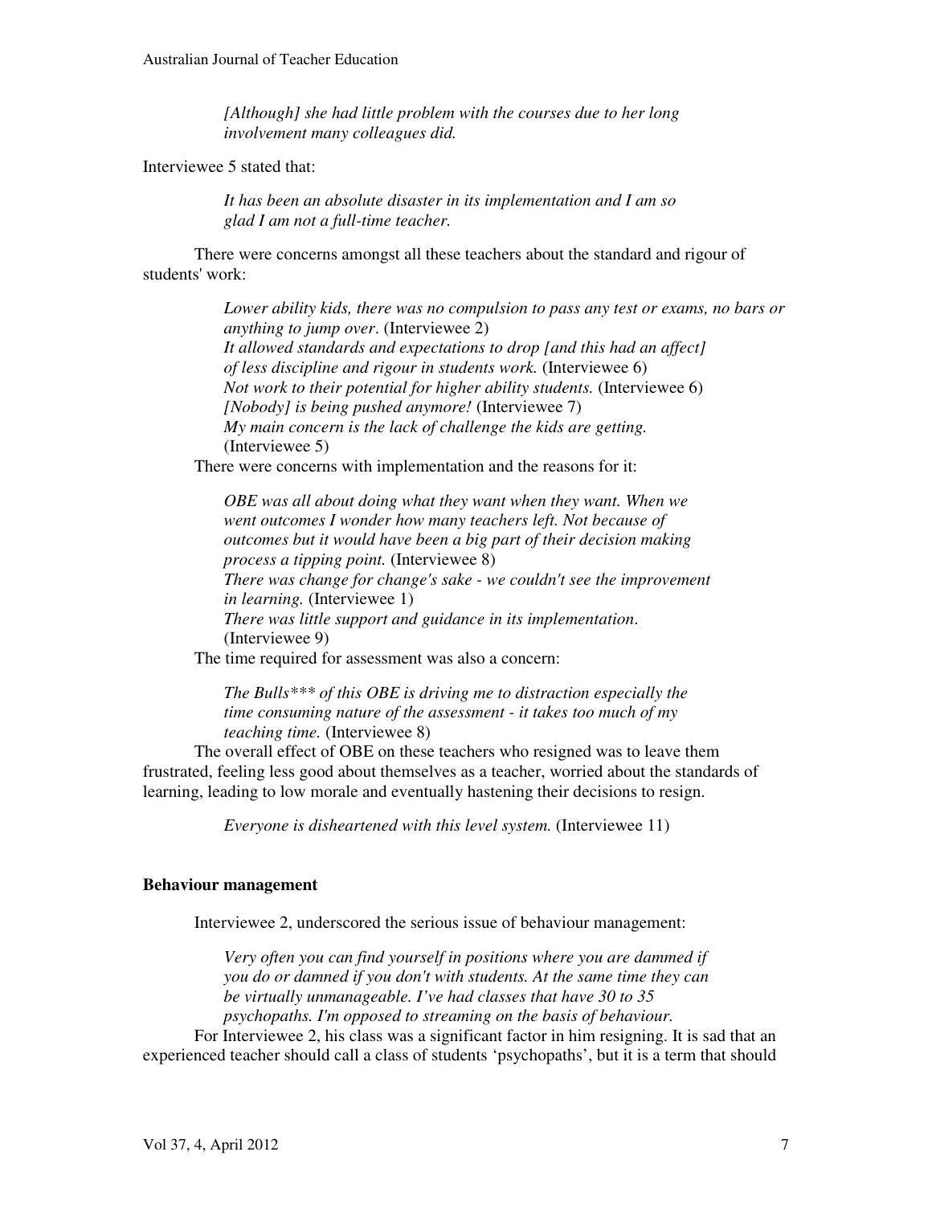*[Although] she had little problem with the courses due to her long involvement many colleagues did.*

Interviewee 5 stated that:

> *It has been an absolute disaster in its implementation and I am so glad I am not a full-time teacher.*

There were concerns amongst all these teachers about the standard and rigour of students' work:

> *Lower ability kids, there was no compulsion to pass any test or exams, no bars or anything to jump over*. (Interviewee 2)
> *It allowed standards and expectations to drop [and this had an affect] of less discipline and rigour in students work.* (Interviewee 6)
> *Not work to their potential for higher ability students.* (Interviewee 6)
> *[Nobody] is being pushed anymore!* (Interviewee 7)
> *My main concern is the lack of challenge the kids are getting.* (Interviewee 5)

There were concerns with implementation and the reasons for it:

> *OBE was all about doing what they want when they want. When we went outcomes I wonder how many teachers left. Not because of outcomes but it would have been a big part of their decision making process a tipping point.* (Interviewee 8)
> *There was change for change's sake - we couldn't see the improvement in learning.* (Interviewee 1)
> *There was little support and guidance in its implementation*. (Interviewee 9)

The time required for assessment was also a concern:

> *The Bulls*** of this OBE is driving me to distraction especially the time consuming nature of the assessment - it takes too much of my teaching time.* (Interviewee 8)

The overall effect of OBE on these teachers who resigned was to leave them frustrated, feeling less good about themselves as a teacher, worried about the standards of learning, leading to low morale and eventually hastening their decisions to resign.

> *Everyone is disheartened with this level system.* (Interviewee 11)

**Behaviour management**

Interviewee 2, underscored the serious issue of behaviour management:

> *Very often you can find yourself in positions where you are dammed if you do or damned if you don't with students. At the same time they can be virtually unmanageable. I've had classes that have 30 to 35 psychopaths. I'm opposed to streaming on the basis of behaviour.*

For Interviewee 2, his class was a significant factor in him resigning. It is sad that an experienced teacher should call a class of students 'psychopaths', but it is a term that should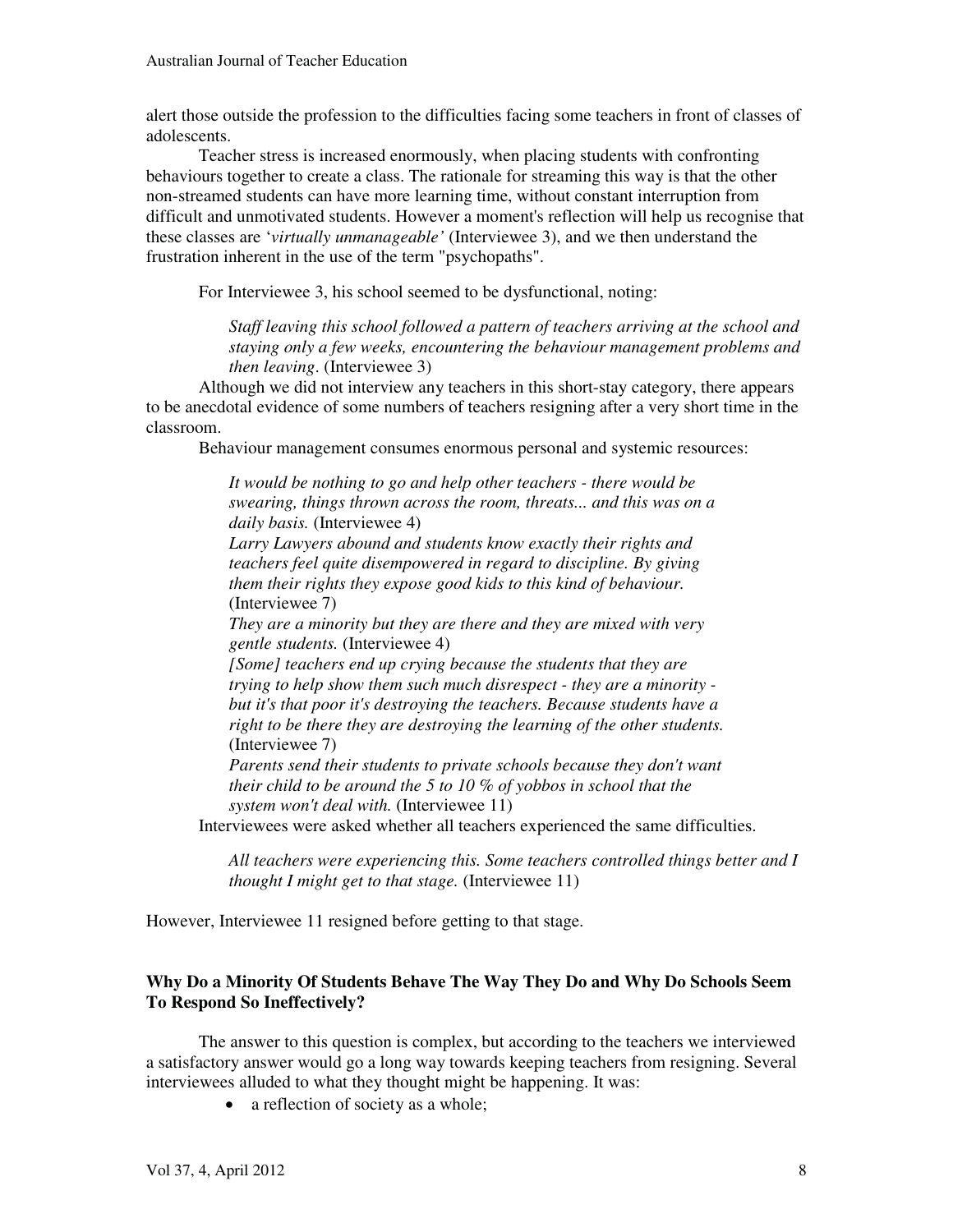alert those outside the profession to the difficulties facing some teachers in front of classes of adolescents.

Teacher stress is increased enormously, when placing students with confronting behaviours together to create a class. The rationale for streaming this way is that the other non-streamed students can have more learning time, without constant interruption from difficult and unmotivated students. However a moment's reflection will help us recognise that these classes are '*virtually unmanageable'* (Interviewee 3), and we then understand the frustration inherent in the use of the term "psychopaths".

For Interviewee 3, his school seemed to be dysfunctional, noting:

> *Staff leaving this school followed a pattern of teachers arriving at the school and staying only a few weeks, encountering the behaviour management problems and then leaving*. (Interviewee 3)

Although we did not interview any teachers in this short-stay category, there appears to be anecdotal evidence of some numbers of teachers resigning after a very short time in the classroom.

Behaviour management consumes enormous personal and systemic resources:

> *It would be nothing to go and help other teachers - there would be swearing, things thrown across the room, threats... and this was on a daily basis.* (Interviewee 4)
> *Larry Lawyers abound and students know exactly their rights and teachers feel quite disempowered in regard to discipline. By giving them their rights they expose good kids to this kind of behaviour.* (Interviewee 7)
> *They are a minority but they are there and they are mixed with very gentle students.* (Interviewee 4)
> *[Some] teachers end up crying because the students that they are trying to help show them such much disrespect - they are a minority - but it's that poor it's destroying the teachers. Because students have a right to be there they are destroying the learning of the other students.* (Interviewee 7)
> *Parents send their students to private schools because they don't want their child to be around the 5 to 10 % of yobbos in school that the system won't deal with.* (Interviewee 11)

Interviewees were asked whether all teachers experienced the same difficulties.

> *All teachers were experiencing this. Some teachers controlled things better and I thought I might get to that stage.* (Interviewee 11)

However, Interviewee 11 resigned before getting to that stage.

## Why Do a Minority Of Students Behave The Way They Do and Why Do Schools Seem To Respond So Ineffectively?

The answer to this question is complex, but according to the teachers we interviewed a satisfactory answer would go a long way towards keeping teachers from resigning. Several interviewees alluded to what they thought might be happening. It was:

- a reflection of society as a whole;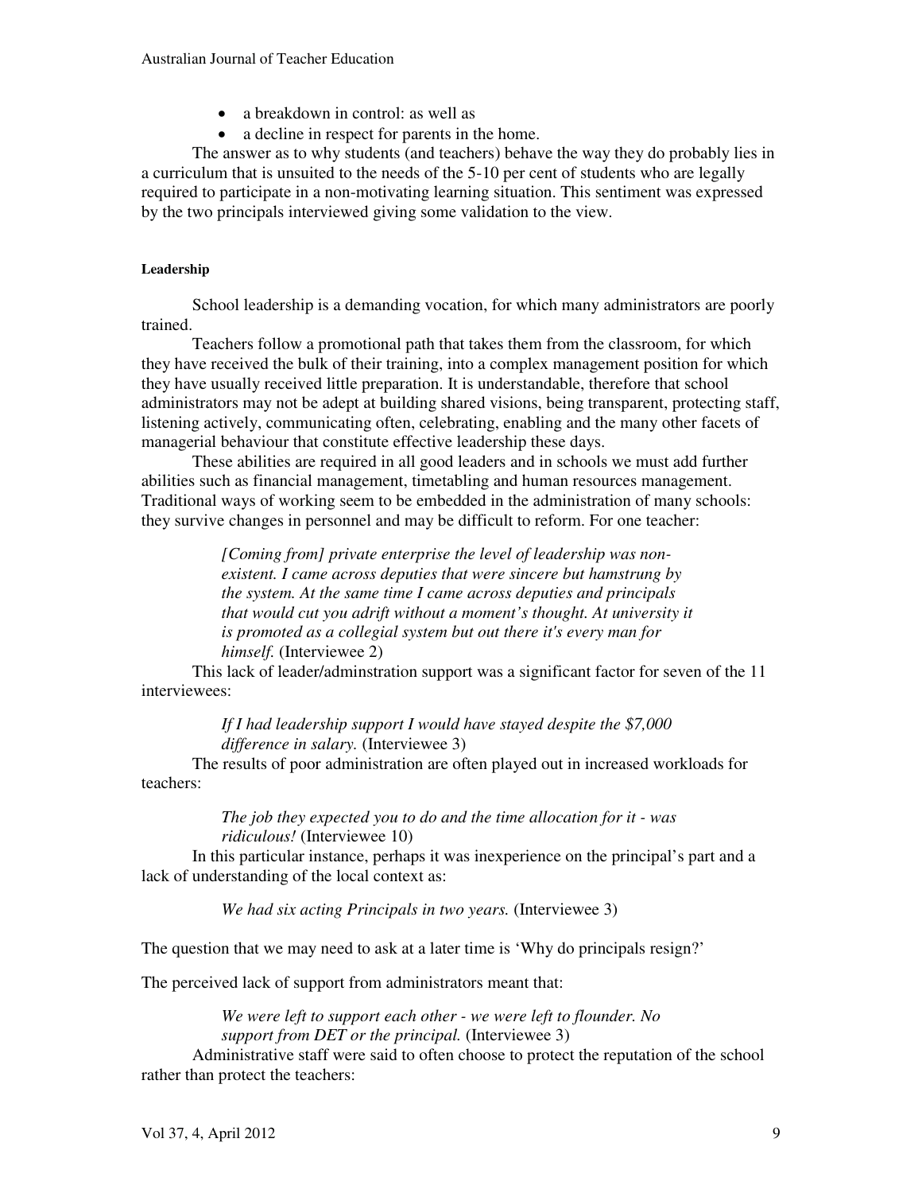- a breakdown in control: as well as
- a decline in respect for parents in the home.

The answer as to why students (and teachers) behave the way they do probably lies in a curriculum that is unsuited to the needs of the 5-10 per cent of students who are legally required to participate in a non-motivating learning situation. This sentiment was expressed by the two principals interviewed giving some validation to the view.

#### Leadership

School leadership is a demanding vocation, for which many administrators are poorly trained.

Teachers follow a promotional path that takes them from the classroom, for which they have received the bulk of their training, into a complex management position for which they have usually received little preparation. It is understandable, therefore that school administrators may not be adept at building shared visions, being transparent, protecting staff, listening actively, communicating often, celebrating, enabling and the many other facets of managerial behaviour that constitute effective leadership these days.

These abilities are required in all good leaders and in schools we must add further abilities such as financial management, timetabling and human resources management. Traditional ways of working seem to be embedded in the administration of many schools: they survive changes in personnel and may be difficult to reform. For one teacher:

> *[Coming from] private enterprise the level of leadership was non-existent. I came across deputies that were sincere but hamstrung by the system. At the same time I came across deputies and principals that would cut you adrift without a moment's thought. At university it is promoted as a collegial system but out there it's every man for himself.* (Interviewee 2)

This lack of leader/adminstration support was a significant factor for seven of the 11 interviewees:

> *If I had leadership support I would have stayed despite the $7,000 difference in salary.* (Interviewee 3)

The results of poor administration are often played out in increased workloads for teachers:

> *The job they expected you to do and the time allocation for it - was ridiculous!* (Interviewee 10)

In this particular instance, perhaps it was inexperience on the principal's part and a lack of understanding of the local context as:

> *We had six acting Principals in two years.* (Interviewee 3)

The question that we may need to ask at a later time is 'Why do principals resign?'

The perceived lack of support from administrators meant that:

> *We were left to support each other - we were left to flounder. No support from DET or the principal.* (Interviewee 3)

Administrative staff were said to often choose to protect the reputation of the school rather than protect the teachers: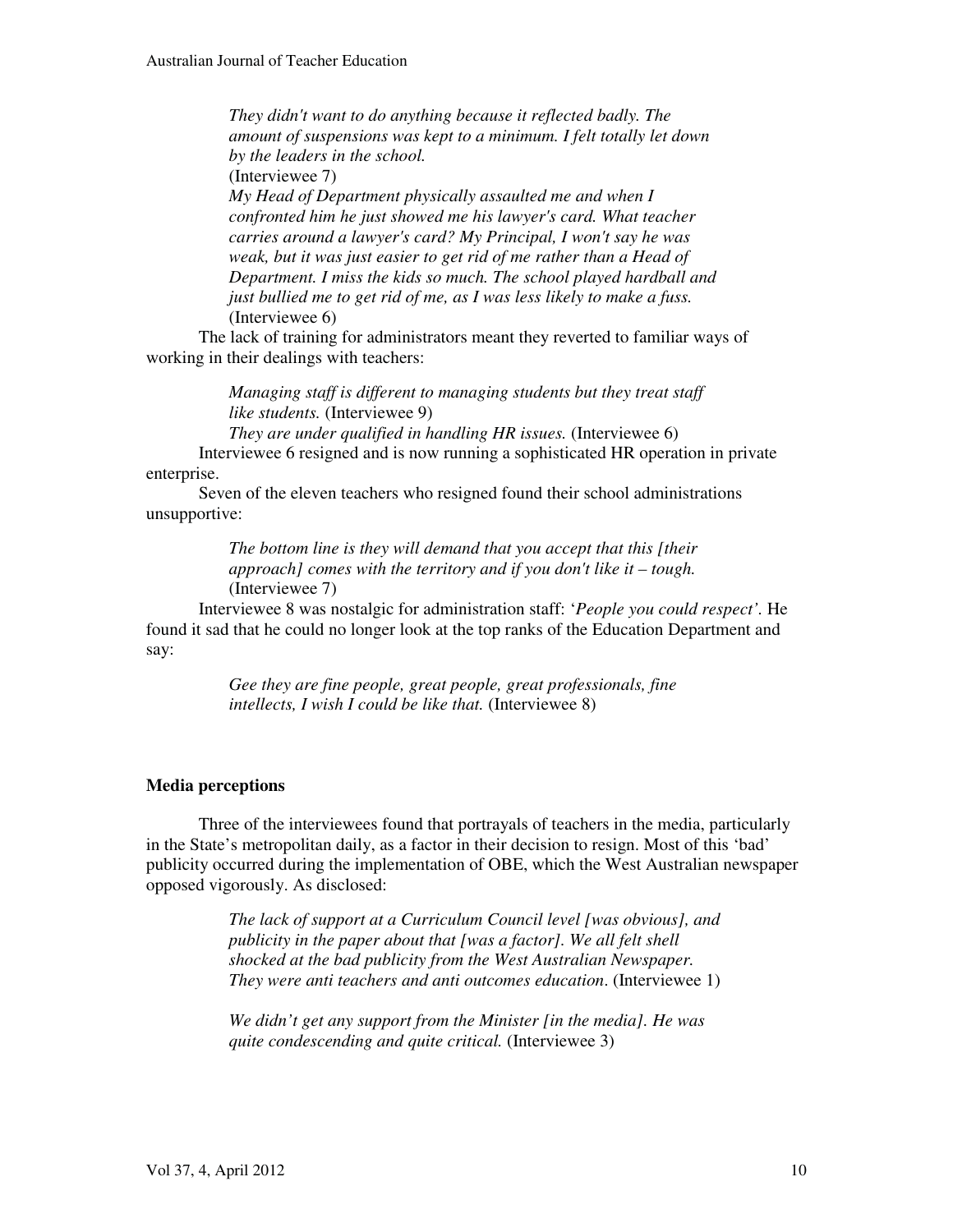> *They didn't want to do anything because it reflected badly. The amount of suspensions was kept to a minimum. I felt totally let down by the leaders in the school.*
> (Interviewee 7)
> *My Head of Department physically assaulted me and when I confronted him he just showed me his lawyer's card. What teacher carries around a lawyer's card? My Principal, I won't say he was weak, but it was just easier to get rid of me rather than a Head of Department. I miss the kids so much. The school played hardball and just bullied me to get rid of me, as I was less likely to make a fuss.*
> (Interviewee 6)

The lack of training for administrators meant they reverted to familiar ways of working in their dealings with teachers:

> *Managing staff is different to managing students but they treat staff like students.* (Interviewee 9)
> *They are under qualified in handling HR issues.* (Interviewee 6)

Interviewee 6 resigned and is now running a sophisticated HR operation in private enterprise.

Seven of the eleven teachers who resigned found their school administrations unsupportive:

> *The bottom line is they will demand that you accept that this [their approach] comes with the territory and if you don't like it – tough.* (Interviewee 7)

Interviewee 8 was nostalgic for administration staff: '*People you could respect'*. He found it sad that he could no longer look at the top ranks of the Education Department and say:

> *Gee they are fine people, great people, great professionals, fine intellects, I wish I could be like that.* (Interviewee 8)

### Media perceptions

Three of the interviewees found that portrayals of teachers in the media, particularly in the State's metropolitan daily, as a factor in their decision to resign. Most of this 'bad' publicity occurred during the implementation of OBE, which the West Australian newspaper opposed vigorously. As disclosed:

> *The lack of support at a Curriculum Council level [was obvious], and publicity in the paper about that [was a factor]. We all felt shell shocked at the bad publicity from the West Australian Newspaper. They were anti teachers and anti outcomes education*. (Interviewee 1)

> *We didn't get any support from the Minister [in the media]. He was quite condescending and quite critical.* (Interviewee 3)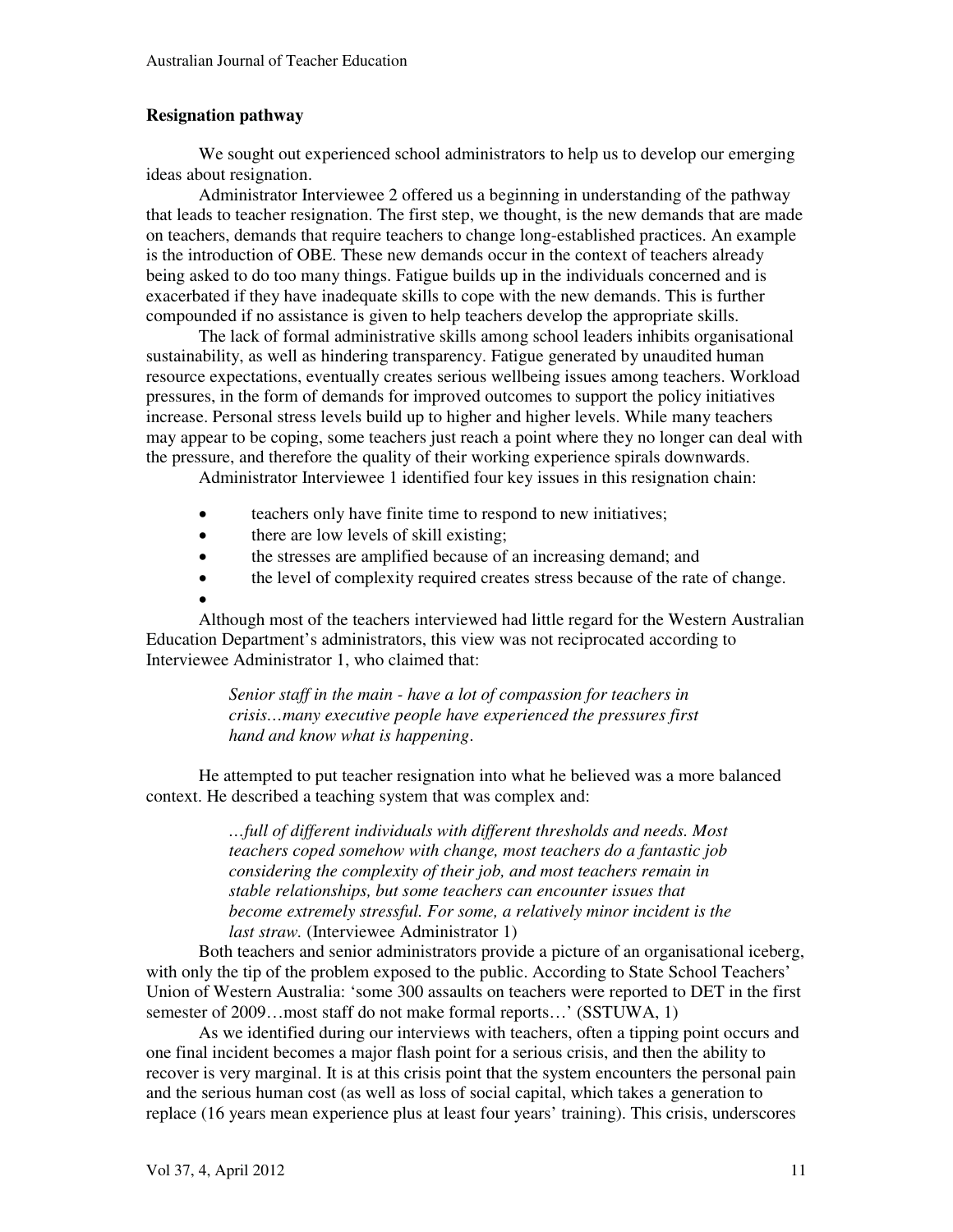### Resignation pathway

We sought out experienced school administrators to help us to develop our emerging ideas about resignation.

Administrator Interviewee 2 offered us a beginning in understanding of the pathway that leads to teacher resignation. The first step, we thought, is the new demands that are made on teachers, demands that require teachers to change long-established practices. An example is the introduction of OBE. These new demands occur in the context of teachers already being asked to do too many things. Fatigue builds up in the individuals concerned and is exacerbated if they have inadequate skills to cope with the new demands. This is further compounded if no assistance is given to help teachers develop the appropriate skills.

The lack of formal administrative skills among school leaders inhibits organisational sustainability, as well as hindering transparency. Fatigue generated by unaudited human resource expectations, eventually creates serious wellbeing issues among teachers. Workload pressures, in the form of demands for improved outcomes to support the policy initiatives increase. Personal stress levels build up to higher and higher levels. While many teachers may appear to be coping, some teachers just reach a point where they no longer can deal with the pressure, and therefore the quality of their working experience spirals downwards.

Administrator Interviewee 1 identified four key issues in this resignation chain:

- teachers only have finite time to respond to new initiatives;
- there are low levels of skill existing;
- the stresses are amplified because of an increasing demand; and
- the level of complexity required creates stress because of the rate of change.

Although most of the teachers interviewed had little regard for the Western Australian Education Department's administrators, this view was not reciprocated according to Interviewee Administrator 1, who claimed that:

> *Senior staff in the main - have a lot of compassion for teachers in crisis…many executive people have experienced the pressures first hand and know what is happening*.

He attempted to put teacher resignation into what he believed was a more balanced context. He described a teaching system that was complex and:

> *…full of different individuals with different thresholds and needs. Most teachers coped somehow with change, most teachers do a fantastic job considering the complexity of their job, and most teachers remain in stable relationships, but some teachers can encounter issues that become extremely stressful. For some, a relatively minor incident is the last straw.* (Interviewee Administrator 1)

Both teachers and senior administrators provide a picture of an organisational iceberg, with only the tip of the problem exposed to the public. According to State School Teachers' Union of Western Australia: 'some 300 assaults on teachers were reported to DET in the first semester of 2009…most staff do not make formal reports…' (SSTUWA, 1)

As we identified during our interviews with teachers, often a tipping point occurs and one final incident becomes a major flash point for a serious crisis, and then the ability to recover is very marginal. It is at this crisis point that the system encounters the personal pain and the serious human cost (as well as loss of social capital, which takes a generation to replace (16 years mean experience plus at least four years' training). This crisis, underscores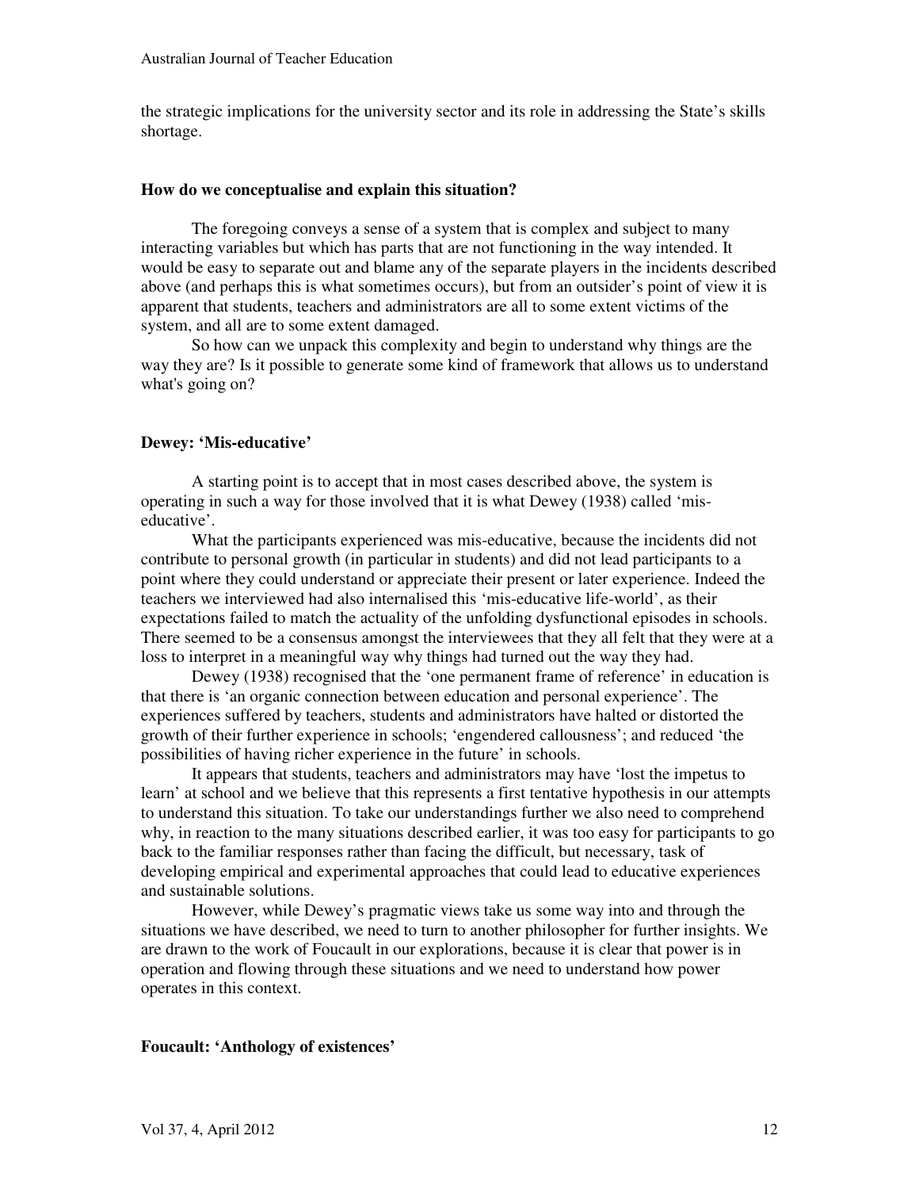the strategic implications for the university sector and its role in addressing the State's skills shortage.

### How do we conceptualise and explain this situation?

The foregoing conveys a sense of a system that is complex and subject to many interacting variables but which has parts that are not functioning in the way intended. It would be easy to separate out and blame any of the separate players in the incidents described above (and perhaps this is what sometimes occurs), but from an outsider's point of view it is apparent that students, teachers and administrators are all to some extent victims of the system, and all are to some extent damaged.

So how can we unpack this complexity and begin to understand why things are the way they are? Is it possible to generate some kind of framework that allows us to understand what's going on?

### Dewey: 'Mis-educative'

A starting point is to accept that in most cases described above, the system is operating in such a way for those involved that it is what Dewey (1938) called 'mis-educative'.

What the participants experienced was mis-educative, because the incidents did not contribute to personal growth (in particular in students) and did not lead participants to a point where they could understand or appreciate their present or later experience. Indeed the teachers we interviewed had also internalised this 'mis-educative life-world', as their expectations failed to match the actuality of the unfolding dysfunctional episodes in schools. There seemed to be a consensus amongst the interviewees that they all felt that they were at a loss to interpret in a meaningful way why things had turned out the way they had.

Dewey (1938) recognised that the 'one permanent frame of reference' in education is that there is 'an organic connection between education and personal experience'. The experiences suffered by teachers, students and administrators have halted or distorted the growth of their further experience in schools; 'engendered callousness'; and reduced 'the possibilities of having richer experience in the future' in schools.

It appears that students, teachers and administrators may have 'lost the impetus to learn' at school and we believe that this represents a first tentative hypothesis in our attempts to understand this situation. To take our understandings further we also need to comprehend why, in reaction to the many situations described earlier, it was too easy for participants to go back to the familiar responses rather than facing the difficult, but necessary, task of developing empirical and experimental approaches that could lead to educative experiences and sustainable solutions.

However, while Dewey's pragmatic views take us some way into and through the situations we have described, we need to turn to another philosopher for further insights. We are drawn to the work of Foucault in our explorations, because it is clear that power is in operation and flowing through these situations and we need to understand how power operates in this context.

### Foucault: 'Anthology of existences'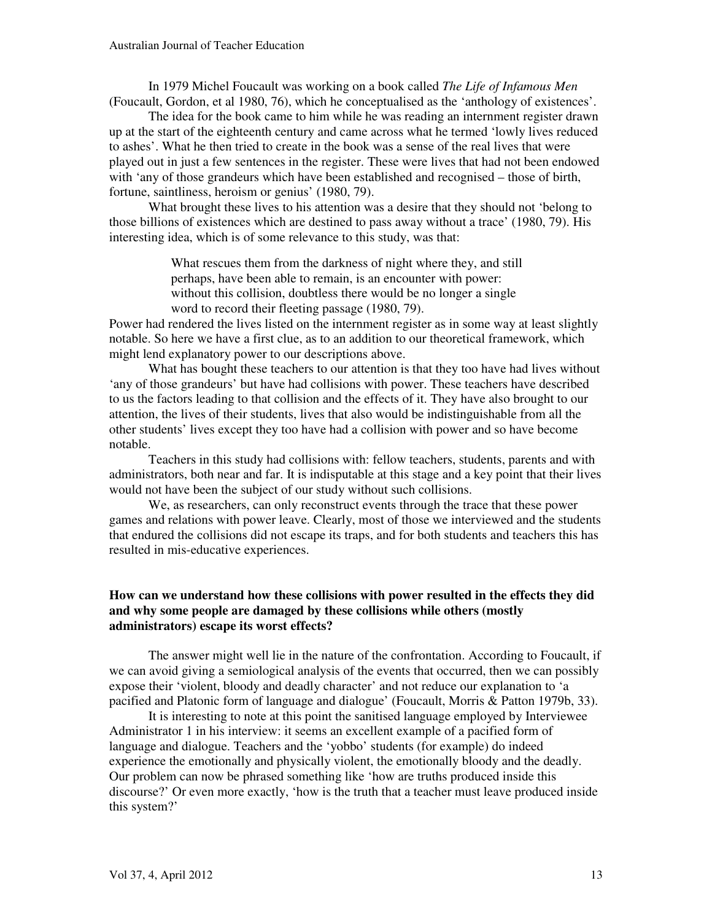In 1979 Michel Foucault was working on a book called *The Life of Infamous Men* (Foucault, Gordon, et al 1980, 76), which he conceptualised as the 'anthology of existences'.

The idea for the book came to him while he was reading an internment register drawn up at the start of the eighteenth century and came across what he termed 'lowly lives reduced to ashes'. What he then tried to create in the book was a sense of the real lives that were played out in just a few sentences in the register. These were lives that had not been endowed with 'any of those grandeurs which have been established and recognised – those of birth, fortune, saintliness, heroism or genius' (1980, 79).

What brought these lives to his attention was a desire that they should not 'belong to those billions of existences which are destined to pass away without a trace' (1980, 79). His interesting idea, which is of some relevance to this study, was that:

> What rescues them from the darkness of night where they, and still perhaps, have been able to remain, is an encounter with power: without this collision, doubtless there would be no longer a single word to record their fleeting passage (1980, 79).

Power had rendered the lives listed on the internment register as in some way at least slightly notable. So here we have a first clue, as to an addition to our theoretical framework, which might lend explanatory power to our descriptions above.

What has bought these teachers to our attention is that they too have had lives without 'any of those grandeurs' but have had collisions with power. These teachers have described to us the factors leading to that collision and the effects of it. They have also brought to our attention, the lives of their students, lives that also would be indistinguishable from all the other students' lives except they too have had a collision with power and so have become notable.

Teachers in this study had collisions with: fellow teachers, students, parents and with administrators, both near and far. It is indisputable at this stage and a key point that their lives would not have been the subject of our study without such collisions.

We, as researchers, can only reconstruct events through the trace that these power games and relations with power leave. Clearly, most of those we interviewed and the students that endured the collisions did not escape its traps, and for both students and teachers this has resulted in mis-educative experiences.

**How can we understand how these collisions with power resulted in the effects they did and why some people are damaged by these collisions while others (mostly administrators) escape its worst effects?**

The answer might well lie in the nature of the confrontation. According to Foucault, if we can avoid giving a semiological analysis of the events that occurred, then we can possibly expose their 'violent, bloody and deadly character' and not reduce our explanation to 'a pacified and Platonic form of language and dialogue' (Foucault, Morris & Patton 1979b, 33).

It is interesting to note at this point the sanitised language employed by Interviewee Administrator 1 in his interview: it seems an excellent example of a pacified form of language and dialogue. Teachers and the 'yobbo' students (for example) do indeed experience the emotionally and physically violent, the emotionally bloody and the deadly. Our problem can now be phrased something like 'how are truths produced inside this discourse?' Or even more exactly, 'how is the truth that a teacher must leave produced inside this system?'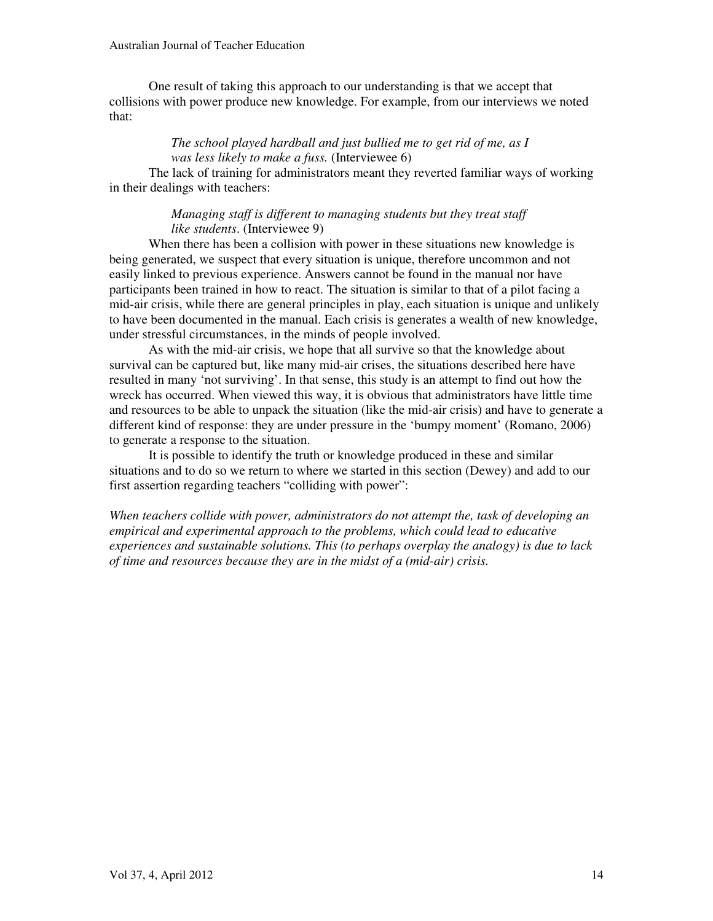One result of taking this approach to our understanding is that we accept that collisions with power produce new knowledge. For example, from our interviews we noted that:

> *The school played hardball and just bullied me to get rid of me, as I was less likely to make a fuss.* (Interviewee 6)

The lack of training for administrators meant they reverted familiar ways of working in their dealings with teachers:

> *Managing staff is different to managing students but they treat staff like students*. (Interviewee 9)

When there has been a collision with power in these situations new knowledge is being generated, we suspect that every situation is unique, therefore uncommon and not easily linked to previous experience. Answers cannot be found in the manual nor have participants been trained in how to react. The situation is similar to that of a pilot facing a mid-air crisis, while there are general principles in play, each situation is unique and unlikely to have been documented in the manual. Each crisis is generates a wealth of new knowledge, under stressful circumstances, in the minds of people involved.

As with the mid-air crisis, we hope that all survive so that the knowledge about survival can be captured but, like many mid-air crises, the situations described here have resulted in many 'not surviving'. In that sense, this study is an attempt to find out how the wreck has occurred. When viewed this way, it is obvious that administrators have little time and resources to be able to unpack the situation (like the mid-air crisis) and have to generate a different kind of response: they are under pressure in the 'bumpy moment' (Romano, 2006) to generate a response to the situation.

It is possible to identify the truth or knowledge produced in these and similar situations and to do so we return to where we started in this section (Dewey) and add to our first assertion regarding teachers "colliding with power":

*When teachers collide with power, administrators do not attempt the, task of developing an empirical and experimental approach to the problems, which could lead to educative experiences and sustainable solutions. This (to perhaps overplay the analogy) is due to lack of time and resources because they are in the midst of a (mid-air) crisis.*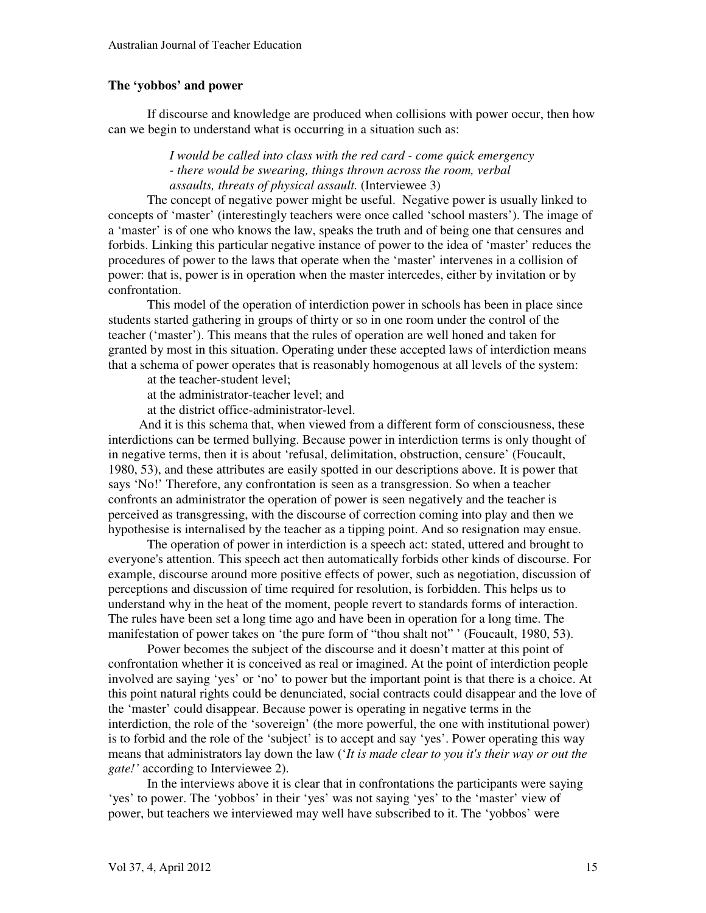### The 'yobbos' and power

If discourse and knowledge are produced when collisions with power occur, then how can we begin to understand what is occurring in a situation such as:

> *I would be called into class with the red card - come quick emergency - there would be swearing, things thrown across the room, verbal assaults, threats of physical assault.* (Interviewee 3)

The concept of negative power might be useful. Negative power is usually linked to concepts of 'master' (interestingly teachers were once called 'school masters'). The image of a 'master' is of one who knows the law, speaks the truth and of being one that censures and forbids. Linking this particular negative instance of power to the idea of 'master' reduces the procedures of power to the laws that operate when the 'master' intervenes in a collision of power: that is, power is in operation when the master intercedes, either by invitation or by confrontation.

This model of the operation of interdiction power in schools has been in place since students started gathering in groups of thirty or so in one room under the control of the teacher ('master'). This means that the rules of operation are well honed and taken for granted by most in this situation. Operating under these accepted laws of interdiction means that a schema of power operates that is reasonably homogenous at all levels of the system:

at the teacher-student level;
at the administrator-teacher level; and
at the district office-administrator-level.

And it is this schema that, when viewed from a different form of consciousness, these interdictions can be termed bullying. Because power in interdiction terms is only thought of in negative terms, then it is about 'refusal, delimitation, obstruction, censure' (Foucault, 1980, 53), and these attributes are easily spotted in our descriptions above. It is power that says 'No!' Therefore, any confrontation is seen as a transgression. So when a teacher confronts an administrator the operation of power is seen negatively and the teacher is perceived as transgressing, with the discourse of correction coming into play and then we hypothesise is internalised by the teacher as a tipping point. And so resignation may ensue.

The operation of power in interdiction is a speech act: stated, uttered and brought to everyone's attention. This speech act then automatically forbids other kinds of discourse. For example, discourse around more positive effects of power, such as negotiation, discussion of perceptions and discussion of time required for resolution, is forbidden. This helps us to understand why in the heat of the moment, people revert to standards forms of interaction. The rules have been set a long time ago and have been in operation for a long time. The manifestation of power takes on 'the pure form of "thou shalt not" ' (Foucault, 1980, 53).

Power becomes the subject of the discourse and it doesn't matter at this point of confrontation whether it is conceived as real or imagined. At the point of interdiction people involved are saying 'yes' or 'no' to power but the important point is that there is a choice. At this point natural rights could be denunciated, social contracts could disappear and the love of the 'master' could disappear. Because power is operating in negative terms in the interdiction, the role of the 'sovereign' (the more powerful, the one with institutional power) is to forbid and the role of the 'subject' is to accept and say 'yes'. Power operating this way means that administrators lay down the law ('*It is made clear to you it's their way or out the gate!'* according to Interviewee 2).

In the interviews above it is clear that in confrontations the participants were saying 'yes' to power. The 'yobbos' in their 'yes' was not saying 'yes' to the 'master' view of power, but teachers we interviewed may well have subscribed to it. The 'yobbos' were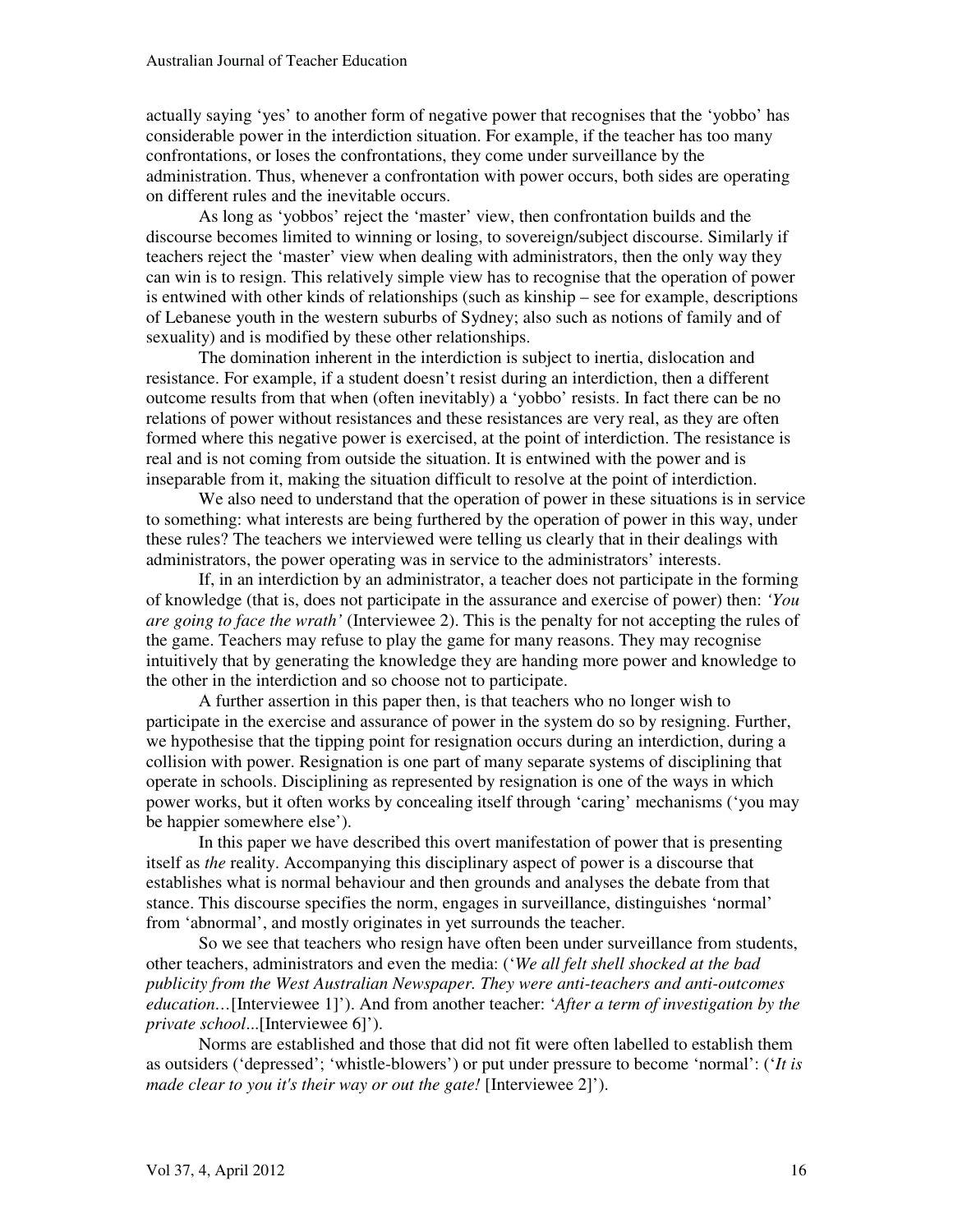actually saying 'yes' to another form of negative power that recognises that the 'yobbo' has considerable power in the interdiction situation. For example, if the teacher has too many confrontations, or loses the confrontations, they come under surveillance by the administration. Thus, whenever a confrontation with power occurs, both sides are operating on different rules and the inevitable occurs.

As long as 'yobbos' reject the 'master' view, then confrontation builds and the discourse becomes limited to winning or losing, to sovereign/subject discourse. Similarly if teachers reject the 'master' view when dealing with administrators, then the only way they can win is to resign. This relatively simple view has to recognise that the operation of power is entwined with other kinds of relationships (such as kinship – see for example, descriptions of Lebanese youth in the western suburbs of Sydney; also such as notions of family and of sexuality) and is modified by these other relationships.

The domination inherent in the interdiction is subject to inertia, dislocation and resistance. For example, if a student doesn't resist during an interdiction, then a different outcome results from that when (often inevitably) a 'yobbo' resists. In fact there can be no relations of power without resistances and these resistances are very real, as they are often formed where this negative power is exercised, at the point of interdiction. The resistance is real and is not coming from outside the situation. It is entwined with the power and is inseparable from it, making the situation difficult to resolve at the point of interdiction.

We also need to understand that the operation of power in these situations is in service to something: what interests are being furthered by the operation of power in this way, under these rules? The teachers we interviewed were telling us clearly that in their dealings with administrators, the power operating was in service to the administrators' interests.

If, in an interdiction by an administrator, a teacher does not participate in the forming of knowledge (that is, does not participate in the assurance and exercise of power) then: *'You are going to face the wrath'* (Interviewee 2). This is the penalty for not accepting the rules of the game. Teachers may refuse to play the game for many reasons. They may recognise intuitively that by generating the knowledge they are handing more power and knowledge to the other in the interdiction and so choose not to participate.

A further assertion in this paper then, is that teachers who no longer wish to participate in the exercise and assurance of power in the system do so by resigning. Further, we hypothesise that the tipping point for resignation occurs during an interdiction, during a collision with power. Resignation is one part of many separate systems of disciplining that operate in schools. Disciplining as represented by resignation is one of the ways in which power works, but it often works by concealing itself through 'caring' mechanisms ('you may be happier somewhere else').

In this paper we have described this overt manifestation of power that is presenting itself as *the* reality. Accompanying this disciplinary aspect of power is a discourse that establishes what is normal behaviour and then grounds and analyses the debate from that stance. This discourse specifies the norm, engages in surveillance, distinguishes 'normal' from 'abnormal', and mostly originates in yet surrounds the teacher.

So we see that teachers who resign have often been under surveillance from students, other teachers, administrators and even the media: ('*We all felt shell shocked at the bad publicity from the West Australian Newspaper. They were anti-teachers and anti-outcomes education…*[Interviewee 1]'). And from another teacher: '*After a term of investigation by the private school*...[Interviewee 6]').

Norms are established and those that did not fit were often labelled to establish them as outsiders ('depressed'; 'whistle-blowers') or put under pressure to become 'normal': ('*It is made clear to you it's their way or out the gate!* [Interviewee 2]').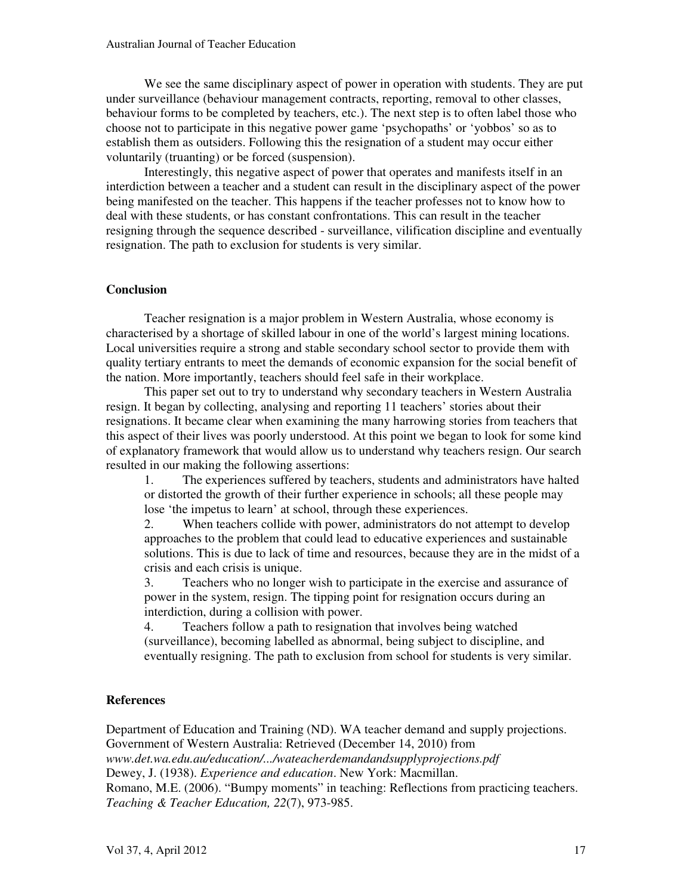We see the same disciplinary aspect of power in operation with students. They are put under surveillance (behaviour management contracts, reporting, removal to other classes, behaviour forms to be completed by teachers, etc.). The next step is to often label those who choose not to participate in this negative power game 'psychopaths' or 'yobbos' so as to establish them as outsiders. Following this the resignation of a student may occur either voluntarily (truanting) or be forced (suspension).

Interestingly, this negative aspect of power that operates and manifests itself in an interdiction between a teacher and a student can result in the disciplinary aspect of the power being manifested on the teacher. This happens if the teacher professes not to know how to deal with these students, or has constant confrontations. This can result in the teacher resigning through the sequence described - surveillance, vilification discipline and eventually resignation. The path to exclusion for students is very similar.

## Conclusion

Teacher resignation is a major problem in Western Australia, whose economy is characterised by a shortage of skilled labour in one of the world's largest mining locations. Local universities require a strong and stable secondary school sector to provide them with quality tertiary entrants to meet the demands of economic expansion for the social benefit of the nation. More importantly, teachers should feel safe in their workplace.

This paper set out to try to understand why secondary teachers in Western Australia resign. It began by collecting, analysing and reporting 11 teachers' stories about their resignations. It became clear when examining the many harrowing stories from teachers that this aspect of their lives was poorly understood. At this point we began to look for some kind of explanatory framework that would allow us to understand why teachers resign. Our search resulted in our making the following assertions:

1. The experiences suffered by teachers, students and administrators have halted or distorted the growth of their further experience in schools; all these people may lose 'the impetus to learn' at school, through these experiences.
2. When teachers collide with power, administrators do not attempt to develop approaches to the problem that could lead to educative experiences and sustainable solutions. This is due to lack of time and resources, because they are in the midst of a crisis and each crisis is unique.
3. Teachers who no longer wish to participate in the exercise and assurance of power in the system, resign. The tipping point for resignation occurs during an interdiction, during a collision with power.
4. Teachers follow a path to resignation that involves being watched (surveillance), becoming labelled as abnormal, being subject to discipline, and eventually resigning. The path to exclusion from school for students is very similar.

## References

Department of Education and Training (ND). WA teacher demand and supply projections. Government of Western Australia: Retrieved (December 14, 2010) from *www.det.wa.edu.au/education/.../wateacherdemandandsupplyprojections.pdf*

Dewey, J. (1938). *Experience and education*. New York: Macmillan.

Romano, M.E. (2006). "Bumpy moments" in teaching: Reflections from practicing teachers. *Teaching & Teacher Education, 22*(7), 973-985.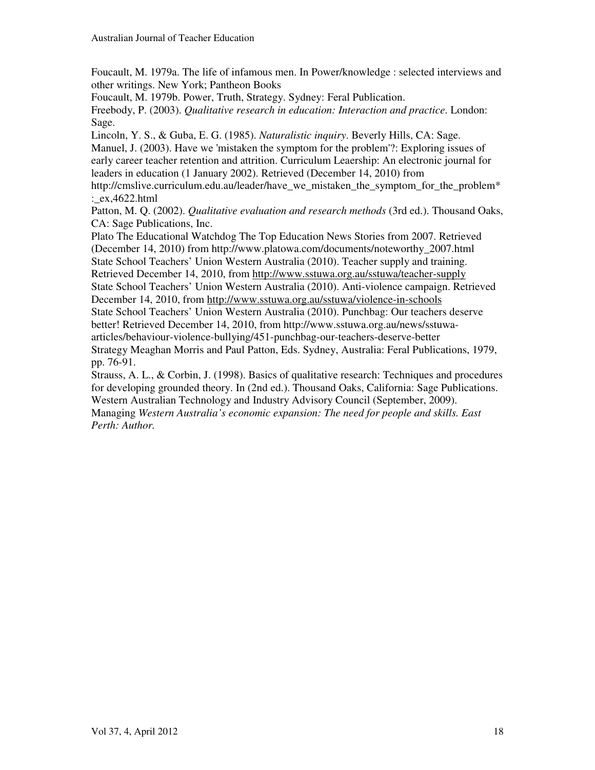Foucault, M. 1979a. The life of infamous men. In Power/knowledge : selected interviews and other writings. New York; Pantheon Books

Foucault, M. 1979b. Power, Truth, Strategy. Sydney: Feral Publication.

Freebody, P. (2003). *Qualitative research in education: Interaction and practice*. London: Sage.

Lincoln, Y. S., & Guba, E. G. (1985). *Naturalistic inquiry*. Beverly Hills, CA: Sage.

Manuel, J. (2003). Have we 'mistaken the symptom for the problem'?: Exploring issues of early career teacher retention and attrition. Curriculum Leaership: An electronic journal for leaders in education (1 January 2002). Retrieved (December 14, 2010) from http://cmslive.curriculum.edu.au/leader/have_we_mistaken_the_symptom_for_the_problem*:_ex,4622.html

Patton, M. Q. (2002). *Qualitative evaluation and research methods* (3rd ed.). Thousand Oaks, CA: Sage Publications, Inc.

Plato The Educational Watchdog The Top Education News Stories from 2007. Retrieved (December 14, 2010) from http://www.platowa.com/documents/noteworthy_2007.html

State School Teachers' Union Western Australia (2010). Teacher supply and training. Retrieved December 14, 2010, from http://www.sstuwa.org.au/sstuwa/teacher-supply

State School Teachers' Union Western Australia (2010). Anti-violence campaign. Retrieved December 14, 2010, from http://www.sstuwa.org.au/sstuwa/violence-in-schools

State School Teachers' Union Western Australia (2010). Punchbag: Our teachers deserve better! Retrieved December 14, 2010, from http://www.sstuwa.org.au/news/sstuwa-articles/behaviour-violence-bullying/451-punchbag-our-teachers-deserve-better

Strategy Meaghan Morris and Paul Patton, Eds. Sydney, Australia: Feral Publications, 1979, pp. 76-91.

Strauss, A. L., & Corbin, J. (1998). Basics of qualitative research: Techniques and procedures for developing grounded theory. In (2nd ed.). Thousand Oaks, California: Sage Publications.

Western Australian Technology and Industry Advisory Council (September, 2009). Managing *Western Australia's economic expansion: The need for people and skills. East Perth: Author.*